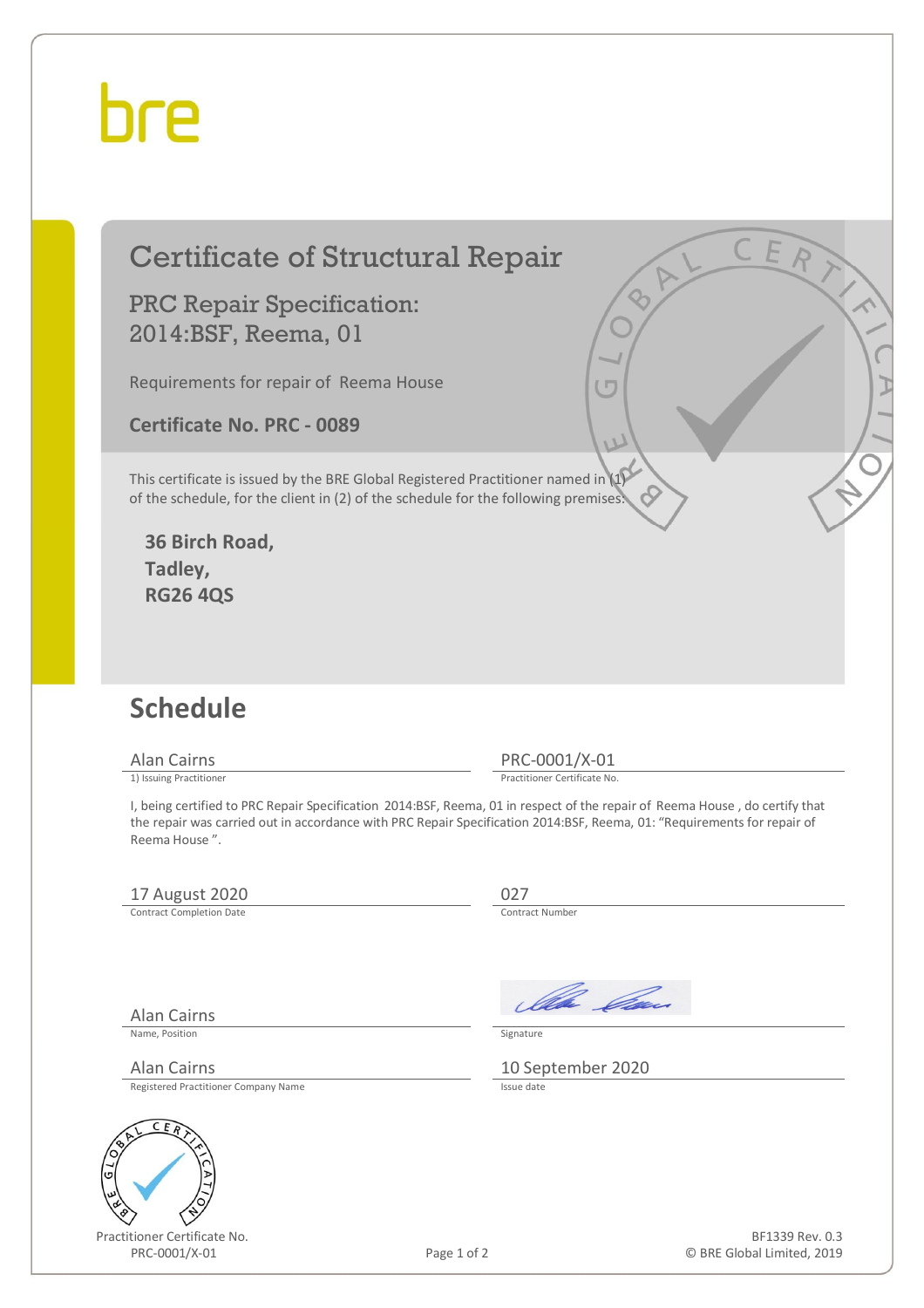bre

# Certificate of Structural Repair

## PRC Repair Specification: 2014:BSF, Reema, 01

Requirements for repair of Reema House

**Certificate No. PRC - 0089**

This certificate is issued by the BRE Global Registered Practitioner named in (1) of the schedule, for the client in (2) of the schedule for the following premises:

**36 Birch Road,**
**Tadley,**
**RG26 4QS**

## Schedule

| | |
|---|---|
| Alan Cairns | PRC-0001/X-01 |
| 1) Issuing Practitioner | Practitioner Certificate No. |

I, being certified to PRC Repair Specification 2014:BSF, Reema, 01 in respect of the repair of Reema House , do certify that the repair was carried out in accordance with PRC Repair Specification 2014:BSF, Reema, 01: "Requirements for repair of Reema House ".

| | |
|---|---|
| 17 August 2020 | 027 |
| Contract Completion Date | Contract Number |

| | |
|---|---|
| Alan Cairns | |
| Name, Position | Signature |

| | |
|---|---|
| Alan Cairns | 10 September 2020 |
| Registered Practitioner Company Name | Issue date |

Practitioner Certificate No.
PRC-0001/X-01

BF1339 Rev. 0.3
© BRE Global Limited, 2019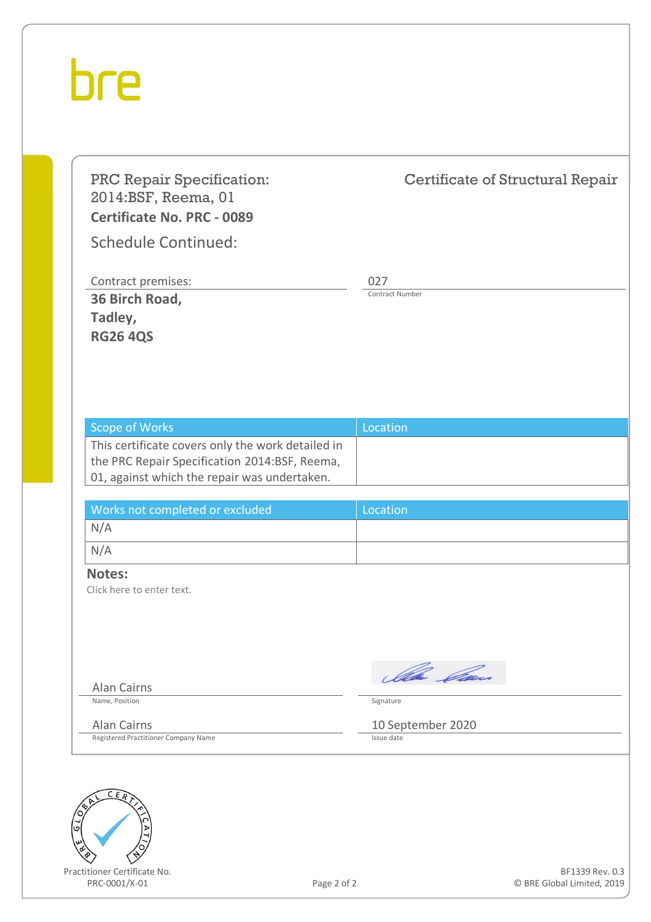bre

PRC Repair Specification:
2014:BSF, Reema, 01

**Certificate No. PRC - 0089**

Certificate of Structural Repair

## Schedule Continued:

Contract premises:

**36 Birch Road,**
**Tadley,**
**RG26 4QS**

027
Contract Number

| Scope of Works | Location |
|---|---|
| This certificate covers only the work detailed in the PRC Repair Specification 2014:BSF, Reema, 01, against which the repair was undertaken. | |

| Works not completed or excluded | Location |
|---|---|
| N/A | |
| N/A | |

**Notes:**

Click here to enter text.

Alan Cairns
Name, Position

Signature

Alan Cairns
Registered Practitioner Company Name

10 September 2020
Issue date

Practitioner Certificate No.
PRC-0001/X-01

BF1339 Rev. 0.3
© BRE Global Limited, 2019